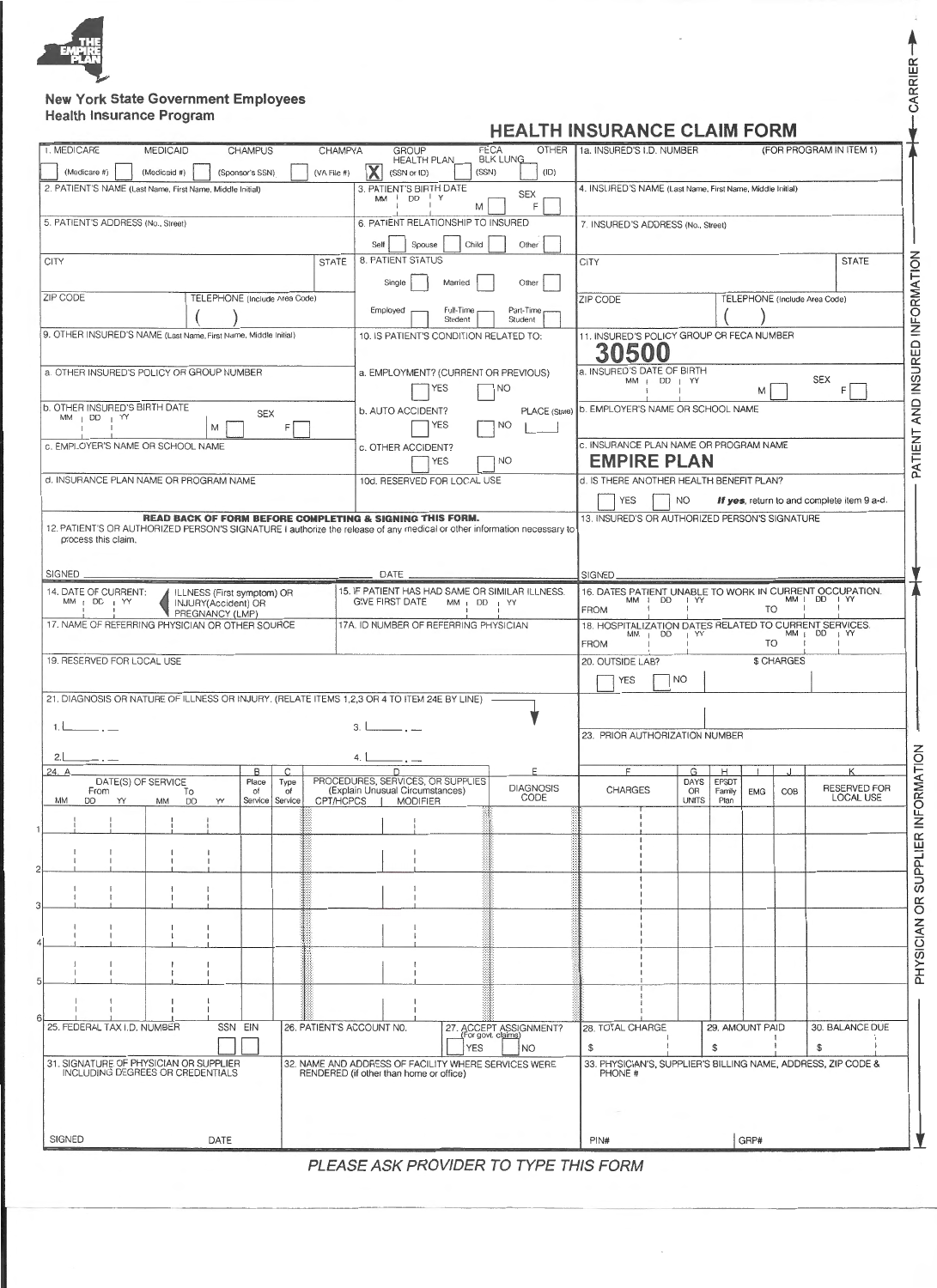THE EMPIRE PLAN

**New York State Government Employees**
**Health Insurance Program**

# HEALTH INSURANCE CLAIM FORM

CARRIER

## PATIENT AND INSURED INFORMATION

1. MEDICARE (Medicare #) [ ] MEDICAID (Medicaid #) [ ] CHAMPUS (Sponsor's SSN) [ ] CHAMPVA (VA File #) [ ] GROUP HEALTH PLAN (SSN or ID) [X] FECA BLK LUNG (SSN) [ ] OTHER (ID) [ ]

1a. INSURED'S I.D. NUMBER (FOR PROGRAM IN ITEM 1)

2. PATIENT'S NAME (Last Name, First Name, Middle Initial)

3. PATIENT'S BIRTH DATE MM | DD | YY SEX M [ ] F [ ]

4. INSURED'S NAME (Last Name, First Name, Middle Initial)

5. PATIENT'S ADDRESS (No., Street)

CITY STATE

ZIP CODE TELEPHONE (Include Area Code) ( )

6. PATIENT RELATIONSHIP TO INSURED Self [ ] Spouse [ ] Child [ ] Other [ ]

7. INSURED'S ADDRESS (No., Street)

CITY STATE

ZIP CODE TELEPHONE (Include Area Code) ( )

8. PATIENT STATUS Single [ ] Married [ ] Other [ ]
Employed [ ] Full-Time Student [ ] Part-Time Student [ ]

9. OTHER INSURED'S NAME (Last Name, First Name, Middle Initial)

a. OTHER INSURED'S POLICY OR GROUP NUMBER

b. OTHER INSURED'S BIRTH DATE MM | DD | YY SEX M [ ] F [ ]

c. EMPLOYER'S NAME OR SCHOOL NAME

d. INSURANCE PLAN NAME OR PROGRAM NAME

10. IS PATIENT'S CONDITION RELATED TO:

a. EMPLOYMENT? (CURRENT OR PREVIOUS) [ ] YES [ ] NO

b. AUTO ACCIDENT? [ ] YES [ ] NO PLACE (State) ____

c. OTHER ACCIDENT? [ ] YES [ ] NO

10d. RESERVED FOR LOCAL USE

11. INSURED'S POLICY GROUP OR FECA NUMBER
**30500**

a. INSURED'S DATE OF BIRTH MM | DD | YY SEX M [ ] F [ ]

b. EMPLOYER'S NAME OR SCHOOL NAME

c. INSURANCE PLAN NAME OR PROGRAM NAME
**EMPIRE PLAN**

d. IS THERE ANOTHER HEALTH BENEFIT PLAN?
[ ] YES [ ] NO ***If yes,*** return to and complete item 9 a-d.

**READ BACK OF FORM BEFORE COMPLETING & SIGNING THIS FORM.**

12. PATIENT'S OR AUTHORIZED PERSON'S SIGNATURE I authorize the release of any medical or other information necessary to process this claim.

SIGNED ____________ DATE ____________

13. INSURED'S OR AUTHORIZED PERSON'S SIGNATURE

SIGNED ____________

## PHYSICIAN OR SUPPLIER INFORMATION

14. DATE OF CURRENT: MM | DD | YY — ILLNESS (First symptom) OR INJURY (Accident) OR PREGNANCY (LMP)

15. IF PATIENT HAS HAD SAME OR SIMILAR ILLNESS. GIVE FIRST DATE MM | DD | YY

16. DATES PATIENT UNABLE TO WORK IN CURRENT OCCUPATION. FROM MM | DD | YY TO MM | DD | YY

17. NAME OF REFERRING PHYSICIAN OR OTHER SOURCE

17A. ID NUMBER OF REFERRING PHYSICIAN

18. HOSPITALIZATION DATES RELATED TO CURRENT SERVICES. FROM MM | DD | YY TO MM | DD | YY

19. RESERVED FOR LOCAL USE

20. OUTSIDE LAB? [ ] YES [ ] NO $ CHARGES

21. DIAGNOSIS OR NATURE OF ILLNESS OR INJURY. (RELATE ITEMS 1,2,3 OR 4 TO ITEM 24E BY LINE)

1. ___ . ___
2. ___ . ___
3. ___ . ___
4. ___ . ___

23. PRIOR AUTHORIZATION NUMBER

| 24. A DATE(S) OF SERVICE From MM DD YY | To MM DD YY | B Place of Service | C Type of Service | D PROCEDURES, SERVICES, OR SUPPLIES (Explain Unusual Circumstances) CPT/HCPCS \| MODIFIER | E DIAGNOSIS CODE | F CHARGES | G DAYS OR UNITS | H EPSDT Family Plan | I EMG | J COB | K RESERVED FOR LOCAL USE |
|---|---|---|---|---|---|---|---|---|---|---|---|
| 1 | | | | | | | | | | | |
| 2 | | | | | | | | | | | |
| 3 | | | | | | | | | | | |
| 4 | | | | | | | | | | | |
| 5 | | | | | | | | | | | |
| 6 | | | | | | | | | | | |

25. FEDERAL TAX I.D. NUMBER SSN [ ] EIN [ ]

26. PATIENT'S ACCOUNT NO.

27. ACCEPT ASSIGNMENT? (For govt. claims) [ ] YES [ ] NO

28. TOTAL CHARGE $

29. AMOUNT PAID $

30. BALANCE DUE $

31. SIGNATURE OF PHYSICIAN OR SUPPLIER INCLUDING DEGREES OR CREDENTIALS

SIGNED ____________ DATE ____________

32. NAME AND ADDRESS OF FACILITY WHERE SERVICES WERE RENDERED (if other than home or office)

33. PHYSICIAN'S, SUPPLIER'S BILLING NAME, ADDRESS, ZIP CODE & PHONE #

PIN# ____________ GRP# ____________

*PLEASE ASK PROVIDER TO TYPE THIS FORM*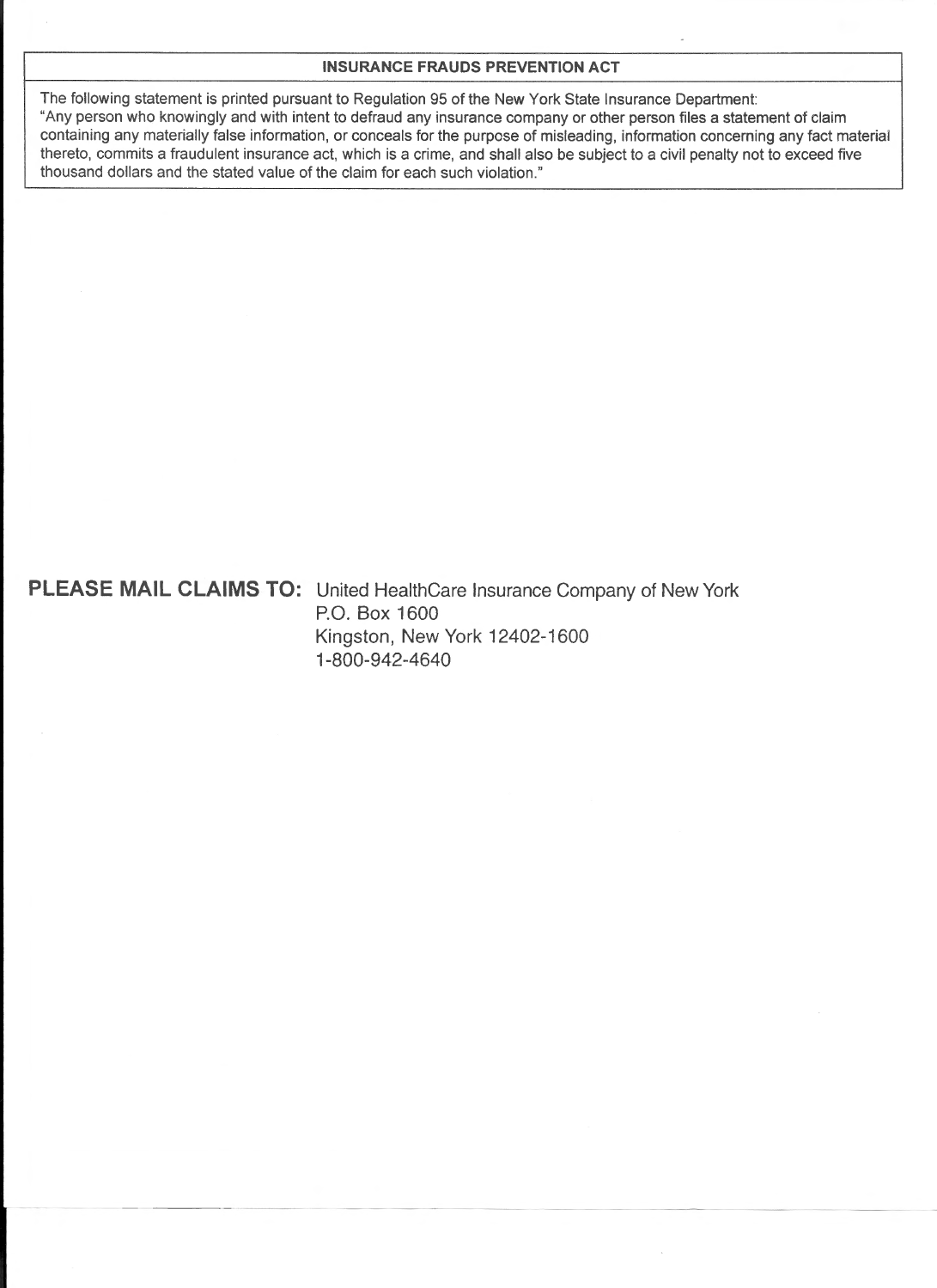## INSURANCE FRAUDS PREVENTION ACT

The following statement is printed pursuant to Regulation 95 of the New York State Insurance Department:
"Any person who knowingly and with intent to defraud any insurance company or other person files a statement of claim containing any materially false information, or conceals for the purpose of misleading, information concerning any fact material thereto, commits a fraudulent insurance act, which is a crime, and shall also be subject to a civil penalty not to exceed five thousand dollars and the stated value of the claim for each such violation."

**PLEASE MAIL CLAIMS TO:** United HealthCare Insurance Company of New York
P.O. Box 1600
Kingston, New York 12402-1600
1-800-942-4640